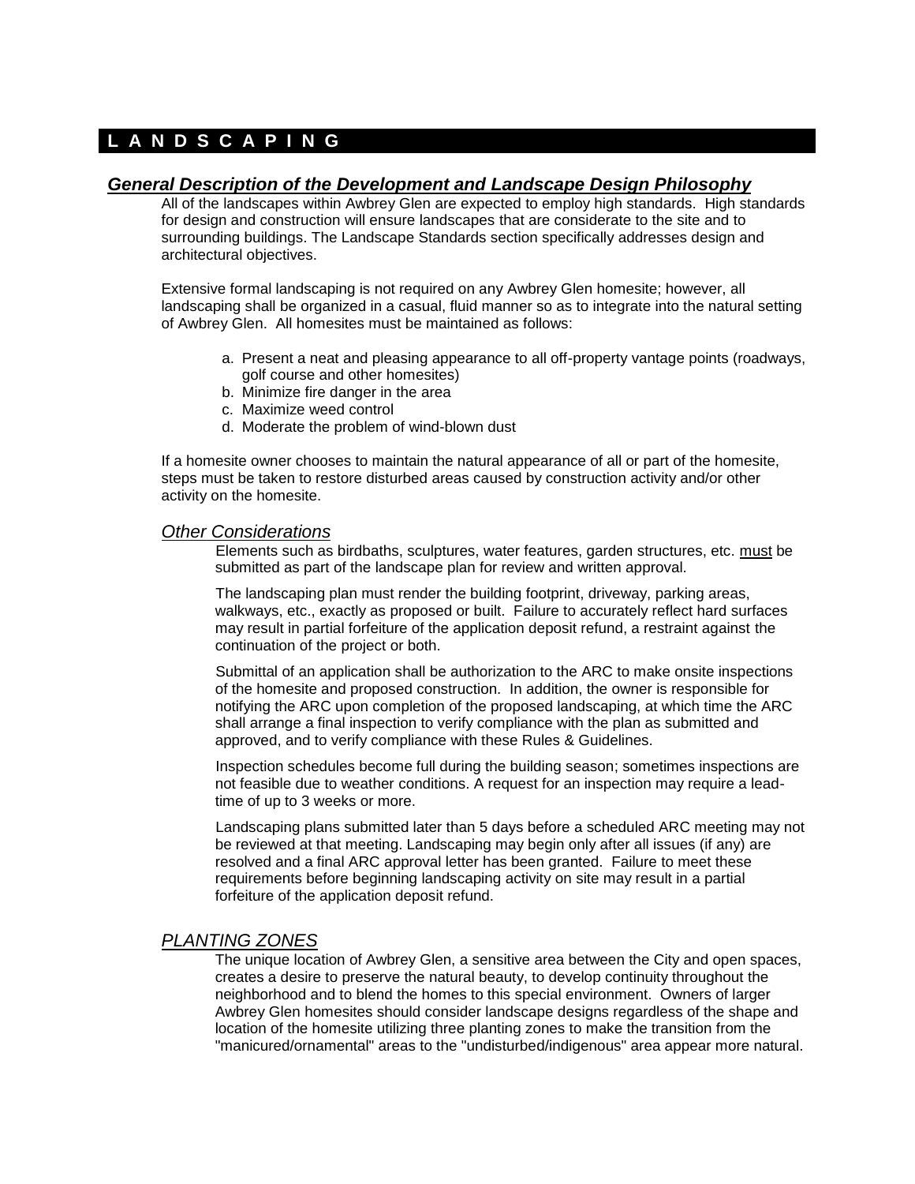# L A N D S C A P I N G

## *General Description of the Development and Landscape Design Philosophy*

All of the landscapes within Awbrey Glen are expected to employ high standards. High standards for design and construction will ensure landscapes that are considerate to the site and to surrounding buildings. The Landscape Standards section specifically addresses design and architectural objectives.

Extensive formal landscaping is not required on any Awbrey Glen homesite; however, all landscaping shall be organized in a casual, fluid manner so as to integrate into the natural setting of Awbrey Glen. All homesites must be maintained as follows:

a. Present a neat and pleasing appearance to all off-property vantage points (roadways, golf course and other homesites)
b. Minimize fire danger in the area
c. Maximize weed control
d. Moderate the problem of wind-blown dust

If a homesite owner chooses to maintain the natural appearance of all or part of the homesite, steps must be taken to restore disturbed areas caused by construction activity and/or other activity on the homesite.

### *Other Considerations*

Elements such as birdbaths, sculptures, water features, garden structures, etc. must be submitted as part of the landscape plan for review and written approval.

The landscaping plan must render the building footprint, driveway, parking areas, walkways, etc., exactly as proposed or built. Failure to accurately reflect hard surfaces may result in partial forfeiture of the application deposit refund, a restraint against the continuation of the project or both.

Submittal of an application shall be authorization to the ARC to make onsite inspections of the homesite and proposed construction. In addition, the owner is responsible for notifying the ARC upon completion of the proposed landscaping, at which time the ARC shall arrange a final inspection to verify compliance with the plan as submitted and approved, and to verify compliance with these Rules & Guidelines.

Inspection schedules become full during the building season; sometimes inspections are not feasible due to weather conditions. A request for an inspection may require a lead-time of up to 3 weeks or more.

Landscaping plans submitted later than 5 days before a scheduled ARC meeting may not be reviewed at that meeting. Landscaping may begin only after all issues (if any) are resolved and a final ARC approval letter has been granted. Failure to meet these requirements before beginning landscaping activity on site may result in a partial forfeiture of the application deposit refund.

### *PLANTING ZONES*

The unique location of Awbrey Glen, a sensitive area between the City and open spaces, creates a desire to preserve the natural beauty, to develop continuity throughout the neighborhood and to blend the homes to this special environment. Owners of larger Awbrey Glen homesites should consider landscape designs regardless of the shape and location of the homesite utilizing three planting zones to make the transition from the "manicured/ornamental" areas to the "undisturbed/indigenous" area appear more natural.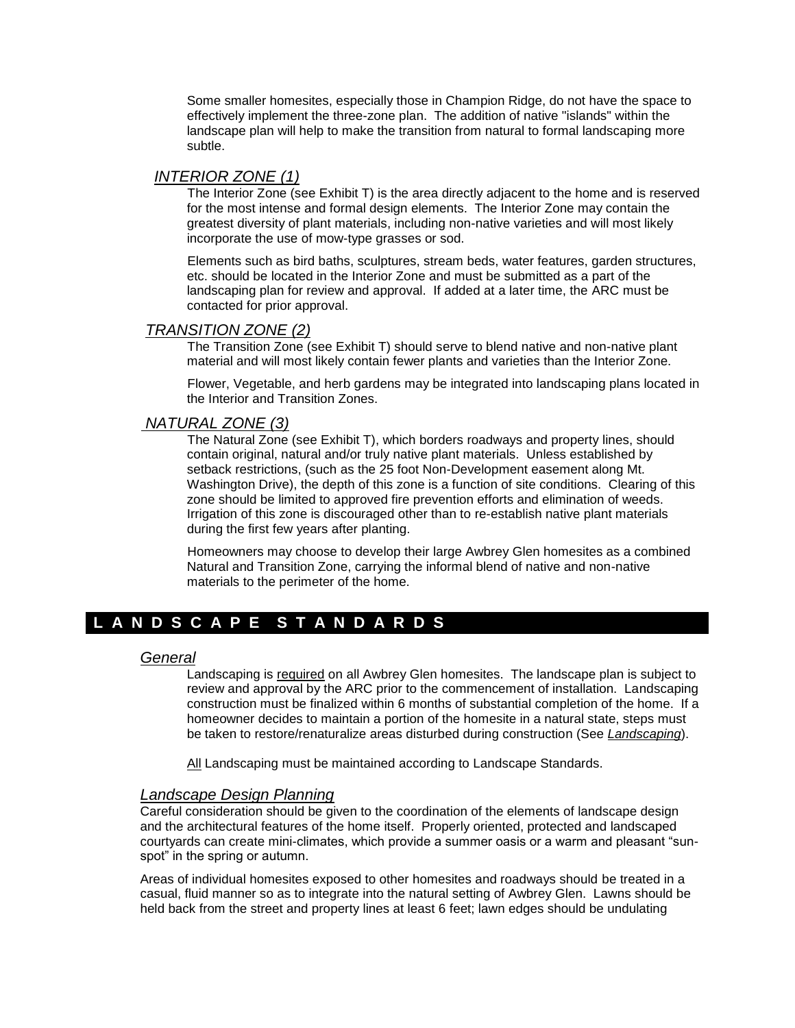Some smaller homesites, especially those in Champion Ridge, do not have the space to effectively implement the three-zone plan. The addition of native "islands" within the landscape plan will help to make the transition from natural to formal landscaping more subtle.

### *INTERIOR ZONE (1)*

The Interior Zone (see Exhibit T) is the area directly adjacent to the home and is reserved for the most intense and formal design elements. The Interior Zone may contain the greatest diversity of plant materials, including non-native varieties and will most likely incorporate the use of mow-type grasses or sod.

Elements such as bird baths, sculptures, stream beds, water features, garden structures, etc. should be located in the Interior Zone and must be submitted as a part of the landscaping plan for review and approval. If added at a later time, the ARC must be contacted for prior approval.

### *TRANSITION ZONE (2)*

The Transition Zone (see Exhibit T) should serve to blend native and non-native plant material and will most likely contain fewer plants and varieties than the Interior Zone.

Flower, Vegetable, and herb gardens may be integrated into landscaping plans located in the Interior and Transition Zones.

### *NATURAL ZONE (3)*

The Natural Zone (see Exhibit T), which borders roadways and property lines, should contain original, natural and/or truly native plant materials. Unless established by setback restrictions, (such as the 25 foot Non-Development easement along Mt. Washington Drive), the depth of this zone is a function of site conditions. Clearing of this zone should be limited to approved fire prevention efforts and elimination of weeds. Irrigation of this zone is discouraged other than to re-establish native plant materials during the first few years after planting.

Homeowners may choose to develop their large Awbrey Glen homesites as a combined Natural and Transition Zone, carrying the informal blend of native and non-native materials to the perimeter of the home.

## LANDSCAPE STANDARDS

### *General*

Landscaping is required on all Awbrey Glen homesites. The landscape plan is subject to review and approval by the ARC prior to the commencement of installation. Landscaping construction must be finalized within 6 months of substantial completion of the home. If a homeowner decides to maintain a portion of the homesite in a natural state, steps must be taken to restore/renaturalize areas disturbed during construction (See *Landscaping*).

All Landscaping must be maintained according to Landscape Standards.

### *Landscape Design Planning*

Careful consideration should be given to the coordination of the elements of landscape design and the architectural features of the home itself. Properly oriented, protected and landscaped courtyards can create mini-climates, which provide a summer oasis or a warm and pleasant "sun-spot" in the spring or autumn.

Areas of individual homesites exposed to other homesites and roadways should be treated in a casual, fluid manner so as to integrate into the natural setting of Awbrey Glen. Lawns should be held back from the street and property lines at least 6 feet; lawn edges should be undulating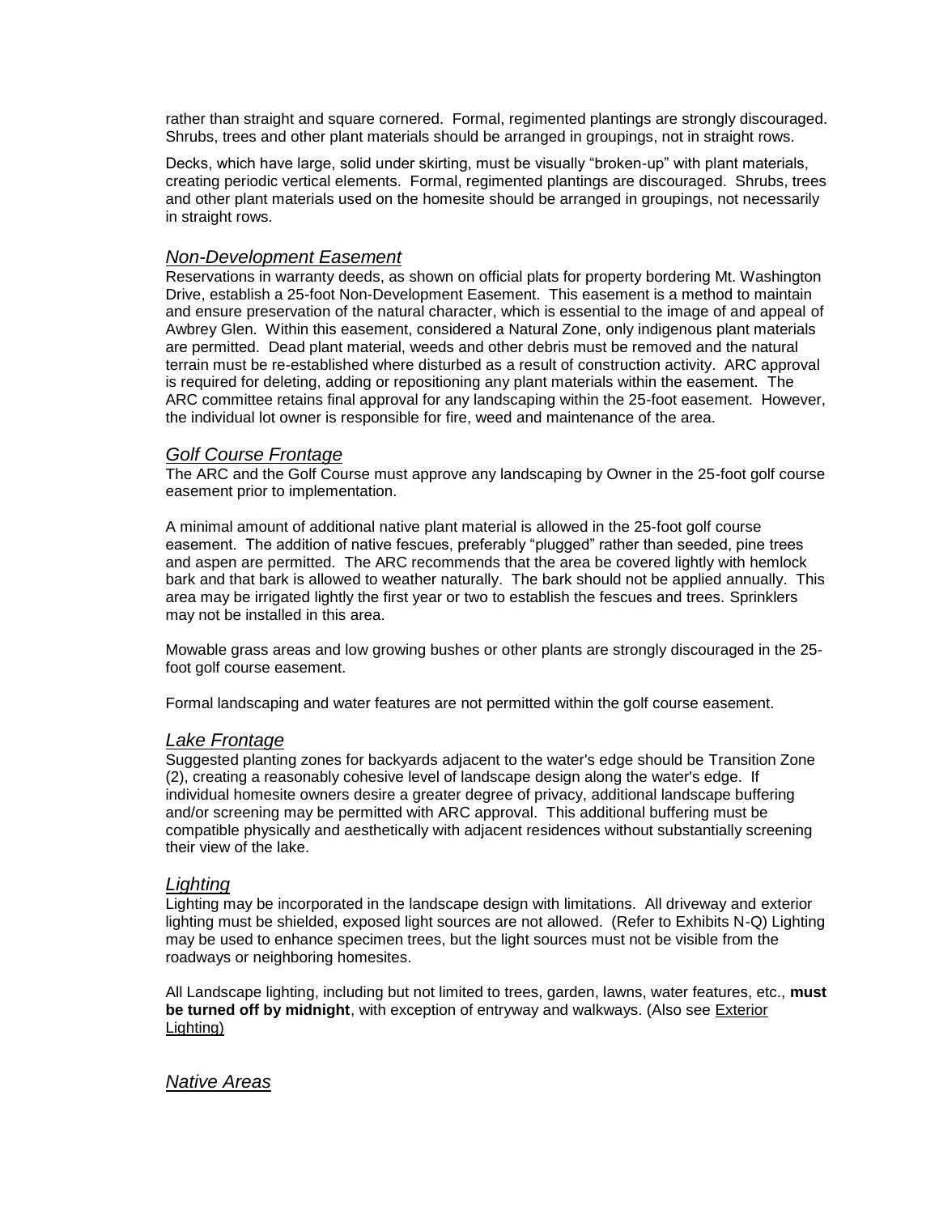rather than straight and square cornered. Formal, regimented plantings are strongly discouraged. Shrubs, trees and other plant materials should be arranged in groupings, not in straight rows.

Decks, which have large, solid under skirting, must be visually "broken-up" with plant materials, creating periodic vertical elements. Formal, regimented plantings are discouraged. Shrubs, trees and other plant materials used on the homesite should be arranged in groupings, not necessarily in straight rows.

### *Non-Development Easement*

Reservations in warranty deeds, as shown on official plats for property bordering Mt. Washington Drive, establish a 25-foot Non-Development Easement. This easement is a method to maintain and ensure preservation of the natural character, which is essential to the image of and appeal of Awbrey Glen. Within this easement, considered a Natural Zone, only indigenous plant materials are permitted. Dead plant material, weeds and other debris must be removed and the natural terrain must be re-established where disturbed as a result of construction activity. ARC approval is required for deleting, adding or repositioning any plant materials within the easement. The ARC committee retains final approval for any landscaping within the 25-foot easement. However, the individual lot owner is responsible for fire, weed and maintenance of the area.

### *Golf Course Frontage*

The ARC and the Golf Course must approve any landscaping by Owner in the 25-foot golf course easement prior to implementation.

A minimal amount of additional native plant material is allowed in the 25-foot golf course easement. The addition of native fescues, preferably "plugged" rather than seeded, pine trees and aspen are permitted. The ARC recommends that the area be covered lightly with hemlock bark and that bark is allowed to weather naturally. The bark should not be applied annually. This area may be irrigated lightly the first year or two to establish the fescues and trees. Sprinklers may not be installed in this area.

Mowable grass areas and low growing bushes or other plants are strongly discouraged in the 25-foot golf course easement.

Formal landscaping and water features are not permitted within the golf course easement.

### *Lake Frontage*

Suggested planting zones for backyards adjacent to the water's edge should be Transition Zone (2), creating a reasonably cohesive level of landscape design along the water's edge. If individual homesite owners desire a greater degree of privacy, additional landscape buffering and/or screening may be permitted with ARC approval. This additional buffering must be compatible physically and aesthetically with adjacent residences without substantially screening their view of the lake.

### *Lighting*

Lighting may be incorporated in the landscape design with limitations. All driveway and exterior lighting must be shielded, exposed light sources are not allowed. (Refer to Exhibits N-Q) Lighting may be used to enhance specimen trees, but the light sources must not be visible from the roadways or neighboring homesites.

All Landscape lighting, including but not limited to trees, garden, lawns, water features, etc., **must be turned off by midnight**, with exception of entryway and walkways. (Also see Exterior Lighting)

### *Native Areas*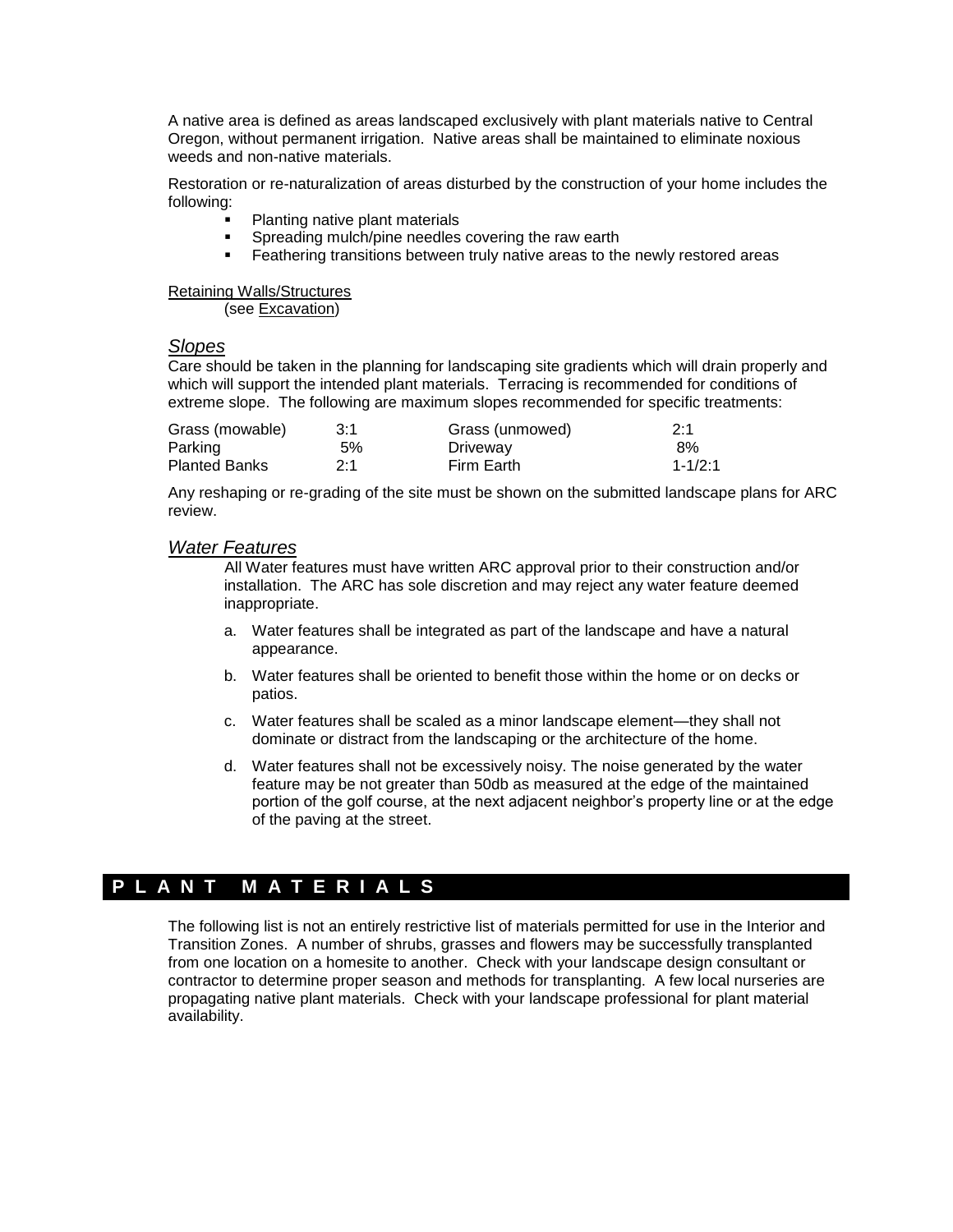A native area is defined as areas landscaped exclusively with plant materials native to Central Oregon, without permanent irrigation. Native areas shall be maintained to eliminate noxious weeds and non-native materials.

Restoration or re-naturalization of areas disturbed by the construction of your home includes the following:

- Planting native plant materials
- Spreading mulch/pine needles covering the raw earth
- Feathering transitions between truly native areas to the newly restored areas

Retaining Walls/Structures
(see Excavation)

### *Slopes*

Care should be taken in the planning for landscaping site gradients which will drain properly and which will support the intended plant materials. Terracing is recommended for conditions of extreme slope. The following are maximum slopes recommended for specific treatments:

| | | | |
|---|---|---|---|
| Grass (mowable) | 3:1 | Grass (unmowed) | 2:1 |
| Parking | 5% | Driveway | 8% |
| Planted Banks | 2:1 | Firm Earth | 1-1/2:1 |

Any reshaping or re-grading of the site must be shown on the submitted landscape plans for ARC review.

### *Water Features*

All Water features must have written ARC approval prior to their construction and/or installation. The ARC has sole discretion and may reject any water feature deemed inappropriate.

a. Water features shall be integrated as part of the landscape and have a natural appearance.

b. Water features shall be oriented to benefit those within the home or on decks or patios.

c. Water features shall be scaled as a minor landscape element—they shall not dominate or distract from the landscaping or the architecture of the home.

d. Water features shall not be excessively noisy. The noise generated by the water feature may be not greater than 50db as measured at the edge of the maintained portion of the golf course, at the next adjacent neighbor's property line or at the edge of the paving at the street.

## PLANT MATERIALS

The following list is not an entirely restrictive list of materials permitted for use in the Interior and Transition Zones. A number of shrubs, grasses and flowers may be successfully transplanted from one location on a homesite to another. Check with your landscape design consultant or contractor to determine proper season and methods for transplanting. A few local nurseries are propagating native plant materials. Check with your landscape professional for plant material availability.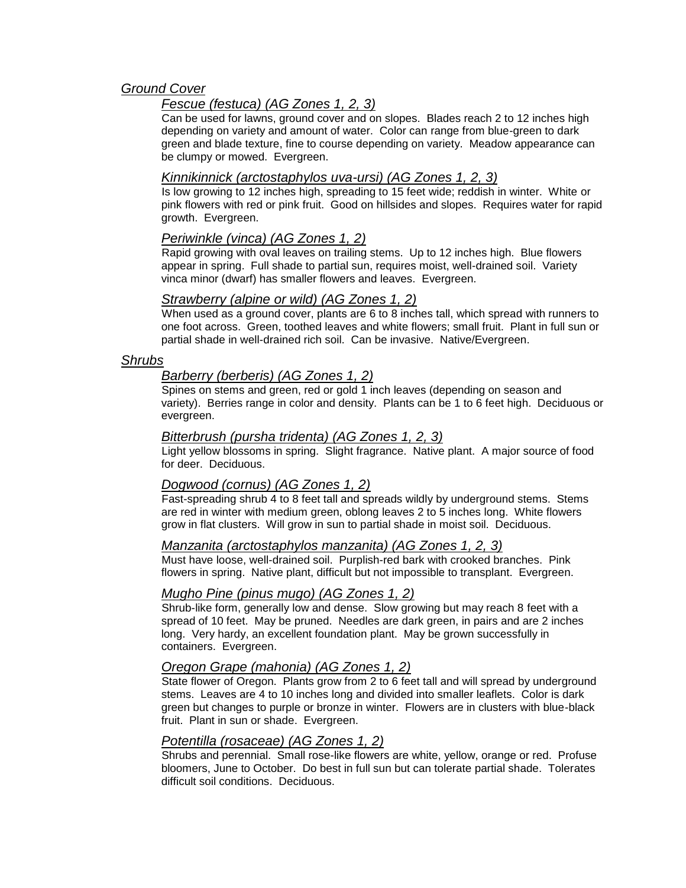## *Ground Cover*

### *Fescue (festuca) (AG Zones 1, 2, 3)*

Can be used for lawns, ground cover and on slopes. Blades reach 2 to 12 inches high depending on variety and amount of water. Color can range from blue-green to dark green and blade texture, fine to course depending on variety. Meadow appearance can be clumpy or mowed. Evergreen.

### *Kinnikinnick (arctostaphylos uva-ursi) (AG Zones 1, 2, 3)*

Is low growing to 12 inches high, spreading to 15 feet wide; reddish in winter. White or pink flowers with red or pink fruit. Good on hillsides and slopes. Requires water for rapid growth. Evergreen.

### *Periwinkle (vinca) (AG Zones 1, 2)*

Rapid growing with oval leaves on trailing stems. Up to 12 inches high. Blue flowers appear in spring. Full shade to partial sun, requires moist, well-drained soil. Variety vinca minor (dwarf) has smaller flowers and leaves. Evergreen.

### *Strawberry (alpine or wild) (AG Zones 1, 2)*

When used as a ground cover, plants are 6 to 8 inches tall, which spread with runners to one foot across. Green, toothed leaves and white flowers; small fruit. Plant in full sun or partial shade in well-drained rich soil. Can be invasive. Native/Evergreen.

## *Shrubs*

### *Barberry (berberis) (AG Zones 1, 2)*

Spines on stems and green, red or gold 1 inch leaves (depending on season and variety). Berries range in color and density. Plants can be 1 to 6 feet high. Deciduous or evergreen.

### *Bitterbrush (pursha tridenta) (AG Zones 1, 2, 3)*

Light yellow blossoms in spring. Slight fragrance. Native plant. A major source of food for deer. Deciduous.

### *Dogwood (cornus) (AG Zones 1, 2)*

Fast-spreading shrub 4 to 8 feet tall and spreads wildly by underground stems. Stems are red in winter with medium green, oblong leaves 2 to 5 inches long. White flowers grow in flat clusters. Will grow in sun to partial shade in moist soil. Deciduous.

### *Manzanita (arctostaphylos manzanita) (AG Zones 1, 2, 3)*

Must have loose, well-drained soil. Purplish-red bark with crooked branches. Pink flowers in spring. Native plant, difficult but not impossible to transplant. Evergreen.

### *Mugho Pine (pinus mugo) (AG Zones 1, 2)*

Shrub-like form, generally low and dense. Slow growing but may reach 8 feet with a spread of 10 feet. May be pruned. Needles are dark green, in pairs and are 2 inches long. Very hardy, an excellent foundation plant. May be grown successfully in containers. Evergreen.

### *Oregon Grape (mahonia) (AG Zones 1, 2)*

State flower of Oregon. Plants grow from 2 to 6 feet tall and will spread by underground stems. Leaves are 4 to 10 inches long and divided into smaller leaflets. Color is dark green but changes to purple or bronze in winter. Flowers are in clusters with blue-black fruit. Plant in sun or shade. Evergreen.

### *Potentilla (rosaceae) (AG Zones 1, 2)*

Shrubs and perennial. Small rose-like flowers are white, yellow, orange or red. Profuse bloomers, June to October. Do best in full sun but can tolerate partial shade. Tolerates difficult soil conditions. Deciduous.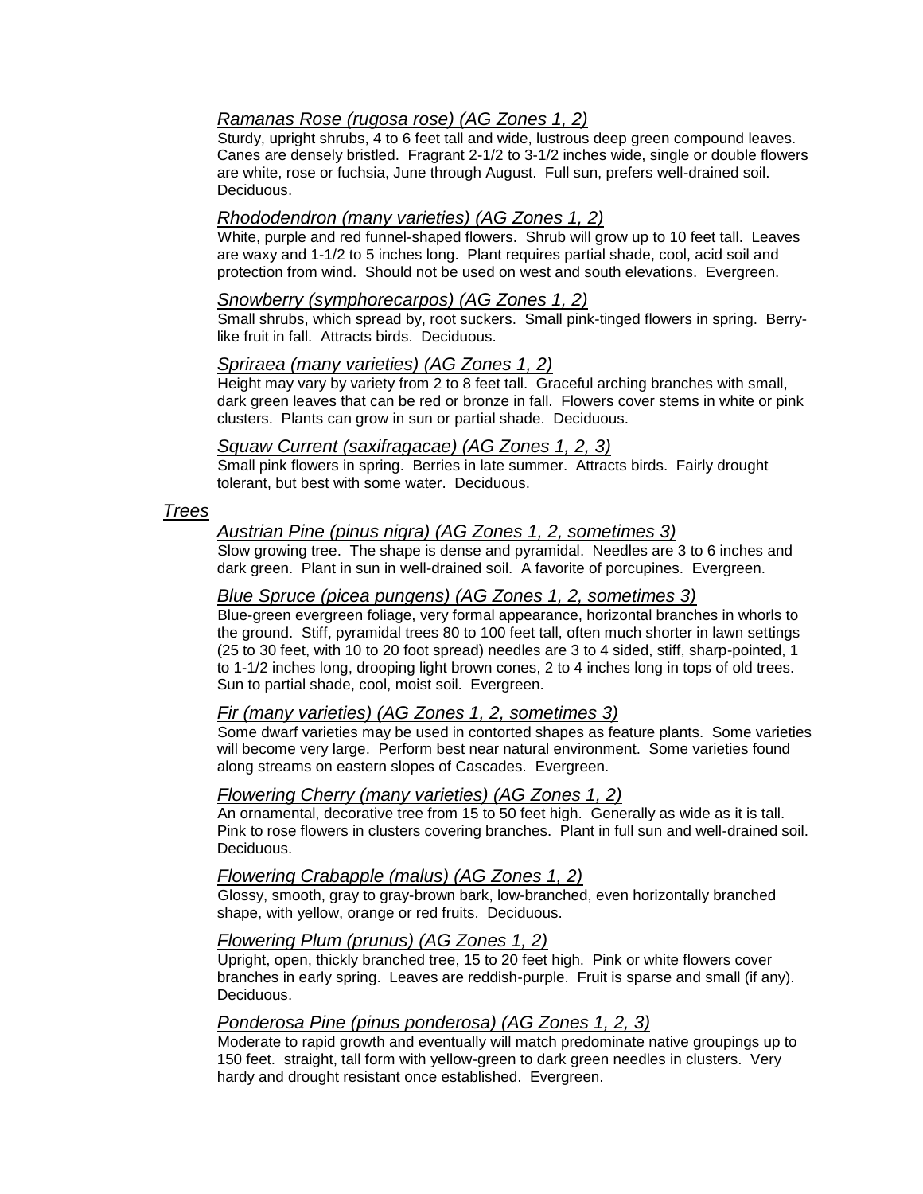*Ramanas Rose (rugosa rose) (AG Zones 1, 2)*

Sturdy, upright shrubs, 4 to 6 feet tall and wide, lustrous deep green compound leaves. Canes are densely bristled. Fragrant 2-1/2 to 3-1/2 inches wide, single or double flowers are white, rose or fuchsia, June through August. Full sun, prefers well-drained soil. Deciduous.

*Rhododendron (many varieties) (AG Zones 1, 2)*

White, purple and red funnel-shaped flowers. Shrub will grow up to 10 feet tall. Leaves are waxy and 1-1/2 to 5 inches long. Plant requires partial shade, cool, acid soil and protection from wind. Should not be used on west and south elevations. Evergreen.

*Snowberry (symphorecarpos) (AG Zones 1, 2)*

Small shrubs, which spread by, root suckers. Small pink-tinged flowers in spring. Berry-like fruit in fall. Attracts birds. Deciduous.

*Spriraea (many varieties) (AG Zones 1, 2)*

Height may vary by variety from 2 to 8 feet tall. Graceful arching branches with small, dark green leaves that can be red or bronze in fall. Flowers cover stems in white or pink clusters. Plants can grow in sun or partial shade. Deciduous.

*Squaw Current (saxifragacae) (AG Zones 1, 2, 3)*

Small pink flowers in spring. Berries in late summer. Attracts birds. Fairly drought tolerant, but best with some water. Deciduous.

*Trees*

*Austrian Pine (pinus nigra) (AG Zones 1, 2, sometimes 3)*

Slow growing tree. The shape is dense and pyramidal. Needles are 3 to 6 inches and dark green. Plant in sun in well-drained soil. A favorite of porcupines. Evergreen.

*Blue Spruce (picea pungens) (AG Zones 1, 2, sometimes 3)*

Blue-green evergreen foliage, very formal appearance, horizontal branches in whorls to the ground. Stiff, pyramidal trees 80 to 100 feet tall, often much shorter in lawn settings (25 to 30 feet, with 10 to 20 foot spread) needles are 3 to 4 sided, stiff, sharp-pointed, 1 to 1-1/2 inches long, drooping light brown cones, 2 to 4 inches long in tops of old trees. Sun to partial shade, cool, moist soil. Evergreen.

*Fir (many varieties) (AG Zones 1, 2, sometimes 3)*

Some dwarf varieties may be used in contorted shapes as feature plants. Some varieties will become very large. Perform best near natural environment. Some varieties found along streams on eastern slopes of Cascades. Evergreen.

*Flowering Cherry (many varieties) (AG Zones 1, 2)*

An ornamental, decorative tree from 15 to 50 feet high. Generally as wide as it is tall. Pink to rose flowers in clusters covering branches. Plant in full sun and well-drained soil. Deciduous.

*Flowering Crabapple (malus) (AG Zones 1, 2)*

Glossy, smooth, gray to gray-brown bark, low-branched, even horizontally branched shape, with yellow, orange or red fruits. Deciduous.

*Flowering Plum (prunus) (AG Zones 1, 2)*

Upright, open, thickly branched tree, 15 to 20 feet high. Pink or white flowers cover branches in early spring. Leaves are reddish-purple. Fruit is sparse and small (if any). Deciduous.

*Ponderosa Pine (pinus ponderosa) (AG Zones 1, 2, 3)*

Moderate to rapid growth and eventually will match predominate native groupings up to 150 feet. straight, tall form with yellow-green to dark green needles in clusters. Very hardy and drought resistant once established. Evergreen.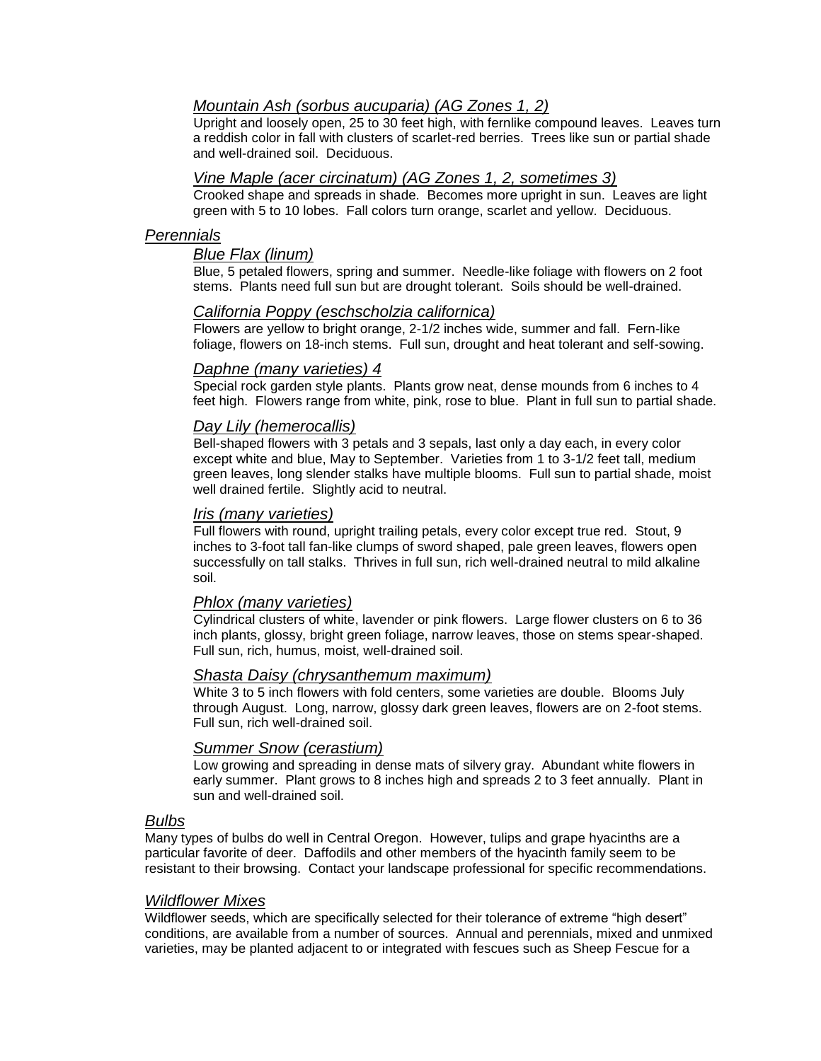#### *Mountain Ash (sorbus aucuparia) (AG Zones 1, 2)*

Upright and loosely open, 25 to 30 feet high, with fernlike compound leaves. Leaves turn a reddish color in fall with clusters of scarlet-red berries. Trees like sun or partial shade and well-drained soil. Deciduous.

#### *Vine Maple (acer circinatum) (AG Zones 1, 2, sometimes 3)*

Crooked shape and spreads in shade. Becomes more upright in sun. Leaves are light green with 5 to 10 lobes. Fall colors turn orange, scarlet and yellow. Deciduous.

### *Perennials*

#### *Blue Flax (linum)*

Blue, 5 petaled flowers, spring and summer. Needle-like foliage with flowers on 2 foot stems. Plants need full sun but are drought tolerant. Soils should be well-drained.

#### *California Poppy (eschscholzia californica)*

Flowers are yellow to bright orange, 2-1/2 inches wide, summer and fall. Fern-like foliage, flowers on 18-inch stems. Full sun, drought and heat tolerant and self-sowing.

#### *Daphne (many varieties) 4*

Special rock garden style plants. Plants grow neat, dense mounds from 6 inches to 4 feet high. Flowers range from white, pink, rose to blue. Plant in full sun to partial shade.

#### *Day Lily (hemerocallis)*

Bell-shaped flowers with 3 petals and 3 sepals, last only a day each, in every color except white and blue, May to September. Varieties from 1 to 3-1/2 feet tall, medium green leaves, long slender stalks have multiple blooms. Full sun to partial shade, moist well drained fertile. Slightly acid to neutral.

#### *Iris (many varieties)*

Full flowers with round, upright trailing petals, every color except true red. Stout, 9 inches to 3-foot tall fan-like clumps of sword shaped, pale green leaves, flowers open successfully on tall stalks. Thrives in full sun, rich well-drained neutral to mild alkaline soil.

#### *Phlox (many varieties)*

Cylindrical clusters of white, lavender or pink flowers. Large flower clusters on 6 to 36 inch plants, glossy, bright green foliage, narrow leaves, those on stems spear-shaped. Full sun, rich, humus, moist, well-drained soil.

#### *Shasta Daisy (chrysanthemum maximum)*

White 3 to 5 inch flowers with fold centers, some varieties are double. Blooms July through August. Long, narrow, glossy dark green leaves, flowers are on 2-foot stems. Full sun, rich well-drained soil.

#### *Summer Snow (cerastium)*

Low growing and spreading in dense mats of silvery gray. Abundant white flowers in early summer. Plant grows to 8 inches high and spreads 2 to 3 feet annually. Plant in sun and well-drained soil.

### *Bulbs*

Many types of bulbs do well in Central Oregon. However, tulips and grape hyacinths are a particular favorite of deer. Daffodils and other members of the hyacinth family seem to be resistant to their browsing. Contact your landscape professional for specific recommendations.

### *Wildflower Mixes*

Wildflower seeds, which are specifically selected for their tolerance of extreme "high desert" conditions, are available from a number of sources. Annual and perennials, mixed and unmixed varieties, may be planted adjacent to or integrated with fescues such as Sheep Fescue for a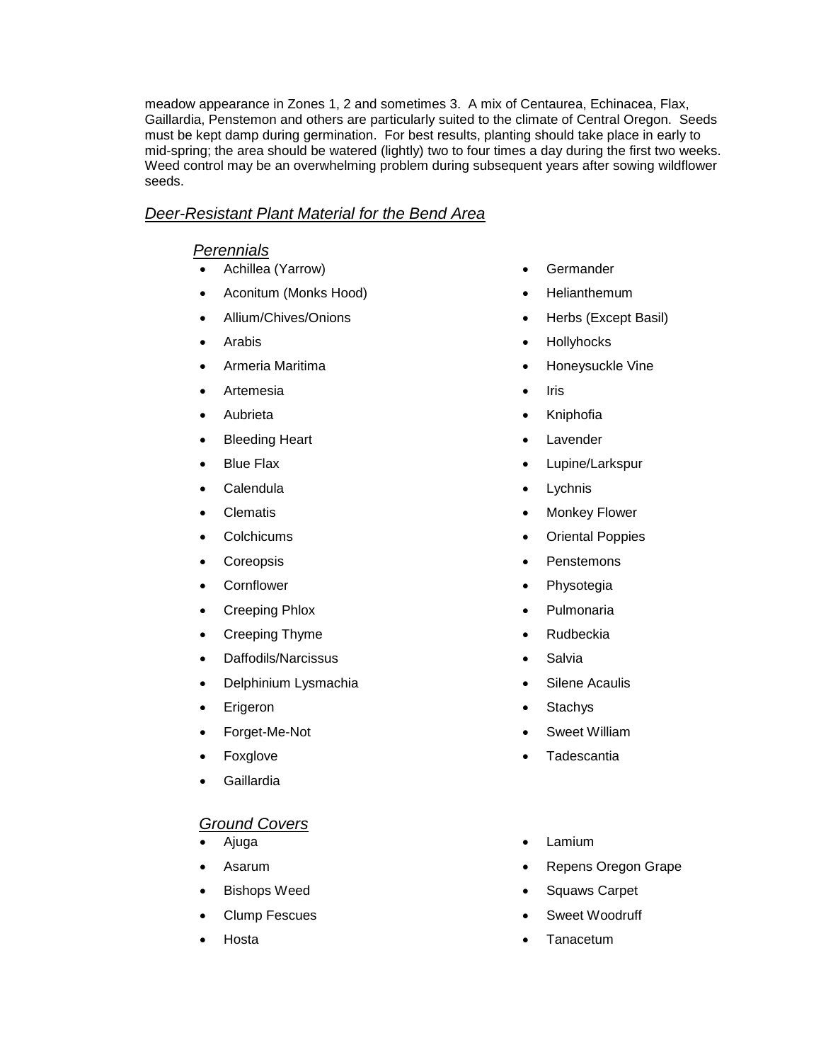meadow appearance in Zones 1, 2 and sometimes 3. A mix of Centaurea, Echinacea, Flax, Gaillardia, Penstemon and others are particularly suited to the climate of Central Oregon. Seeds must be kept damp during germination. For best results, planting should take place in early to mid-spring; the area should be watered (lightly) two to four times a day during the first two weeks. Weed control may be an overwhelming problem during subsequent years after sowing wildflower seeds.

## *Deer-Resistant Plant Material for the Bend Area*

### *Perennials*

- Achillea (Yarrow)
- Aconitum (Monks Hood)
- Allium/Chives/Onions
- Arabis
- Armeria Maritima
- Artemesia
- Aubrieta
- Bleeding Heart
- Blue Flax
- Calendula
- Clematis
- Colchicums
- Coreopsis
- Cornflower
- Creeping Phlox
- Creeping Thyme
- Daffodils/Narcissus
- Delphinium Lysmachia
- Erigeron
- Forget-Me-Not
- Foxglove
- Gaillardia
- Germander
- Helianthemum
- Herbs (Except Basil)
- Hollyhocks
- Honeysuckle Vine
- Iris
- Kniphofia
- Lavender
- Lupine/Larkspur
- Lychnis
- Monkey Flower
- Oriental Poppies
- Penstemons
- Physotegia
- Pulmonaria
- Rudbeckia
- Salvia
- Silene Acaulis
- Stachys
- Sweet William
- Tadescantia

### *Ground Covers*

- Ajuga
- Asarum
- Bishops Weed
- Clump Fescues
- Hosta
- Lamium
- Repens Oregon Grape
- Squaws Carpet
- Sweet Woodruff
- Tanacetum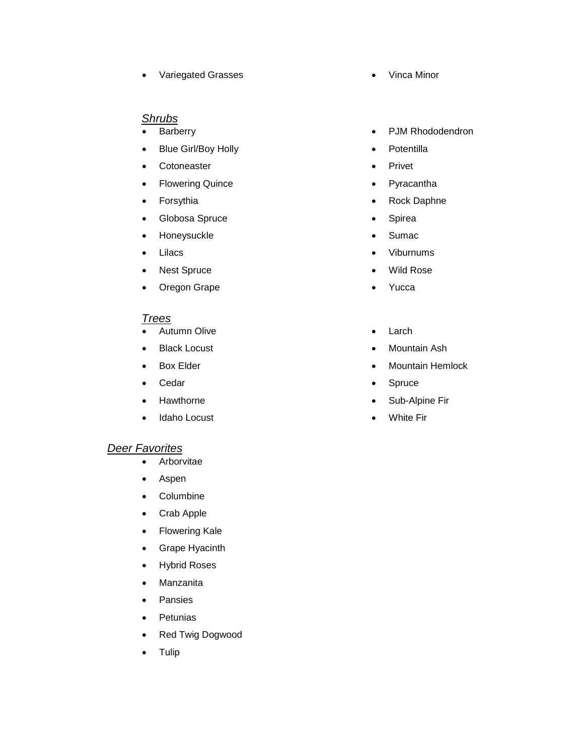- Variegated Grasses
- Vinca Minor

*Shrubs*

- Barberry
- Blue Girl/Boy Holly
- Cotoneaster
- Flowering Quince
- Forsythia
- Globosa Spruce
- Honeysuckle
- Lilacs
- Nest Spruce
- Oregon Grape
- PJM Rhododendron
- Potentilla
- Privet
- Pyracantha
- Rock Daphne
- Spirea
- Sumac
- Viburnums
- Wild Rose
- Yucca

*Trees*

- Autumn Olive
- Black Locust
- Box Elder
- Cedar
- Hawthorne
- Idaho Locust
- Larch
- Mountain Ash
- Mountain Hemlock
- Spruce
- Sub-Alpine Fir
- White Fir

*Deer Favorites*

- Arborvitae
- Aspen
- Columbine
- Crab Apple
- Flowering Kale
- Grape Hyacinth
- Hybrid Roses
- Manzanita
- Pansies
- Petunias
- Red Twig Dogwood
- Tulip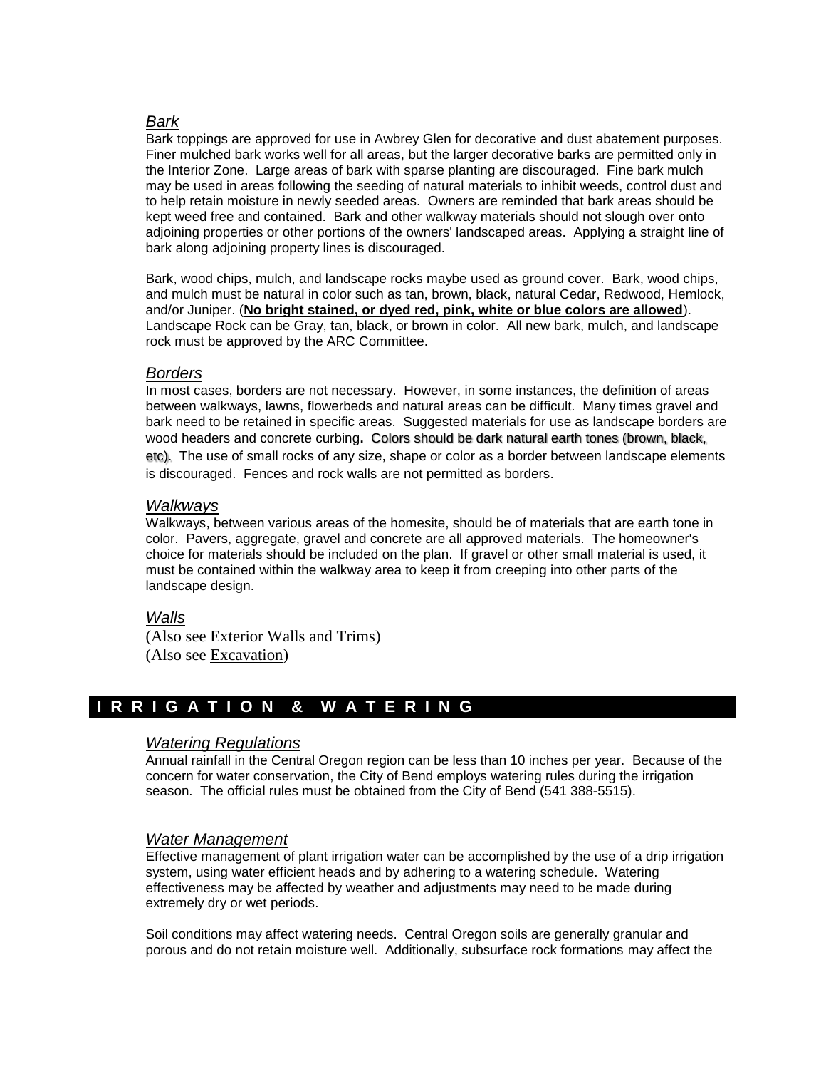### *Bark*

Bark toppings are approved for use in Awbrey Glen for decorative and dust abatement purposes. Finer mulched bark works well for all areas, but the larger decorative barks are permitted only in the Interior Zone. Large areas of bark with sparse planting are discouraged. Fine bark mulch may be used in areas following the seeding of natural materials to inhibit weeds, control dust and to help retain moisture in newly seeded areas. Owners are reminded that bark areas should be kept weed free and contained. Bark and other walkway materials should not slough over onto adjoining properties or other portions of the owners' landscaped areas. Applying a straight line of bark along adjoining property lines is discouraged.

Bark, wood chips, mulch, and landscape rocks maybe used as ground cover. Bark, wood chips, and mulch must be natural in color such as tan, brown, black, natural Cedar, Redwood, Hemlock, and/or Juniper. (**No bright stained, or dyed red, pink, white or blue colors are allowed**). Landscape Rock can be Gray, tan, black, or brown in color. All new bark, mulch, and landscape rock must be approved by the ARC Committee.

### *Borders*

In most cases, borders are not necessary. However, in some instances, the definition of areas between walkways, lawns, flowerbeds and natural areas can be difficult. Many times gravel and bark need to be retained in specific areas. Suggested materials for use as landscape borders are wood headers and concrete curbing**.** Colors should be dark natural earth tones (brown, black, etc). The use of small rocks of any size, shape or color as a border between landscape elements is discouraged. Fences and rock walls are not permitted as borders.

### *Walkways*

Walkways, between various areas of the homesite, should be of materials that are earth tone in color. Pavers, aggregate, gravel and concrete are all approved materials. The homeowner's choice for materials should be included on the plan. If gravel or other small material is used, it must be contained within the walkway area to keep it from creeping into other parts of the landscape design.

### *Walls*

(Also see Exterior Walls and Trims)
(Also see Excavation)

## I R R I G A T I O N & W A T E R I N G

### *Watering Regulations*

Annual rainfall in the Central Oregon region can be less than 10 inches per year. Because of the concern for water conservation, the City of Bend employs watering rules during the irrigation season. The official rules must be obtained from the City of Bend (541 388-5515).

### *Water Management*

Effective management of plant irrigation water can be accomplished by the use of a drip irrigation system, using water efficient heads and by adhering to a watering schedule. Watering effectiveness may be affected by weather and adjustments may need to be made during extremely dry or wet periods.

Soil conditions may affect watering needs. Central Oregon soils are generally granular and porous and do not retain moisture well. Additionally, subsurface rock formations may affect the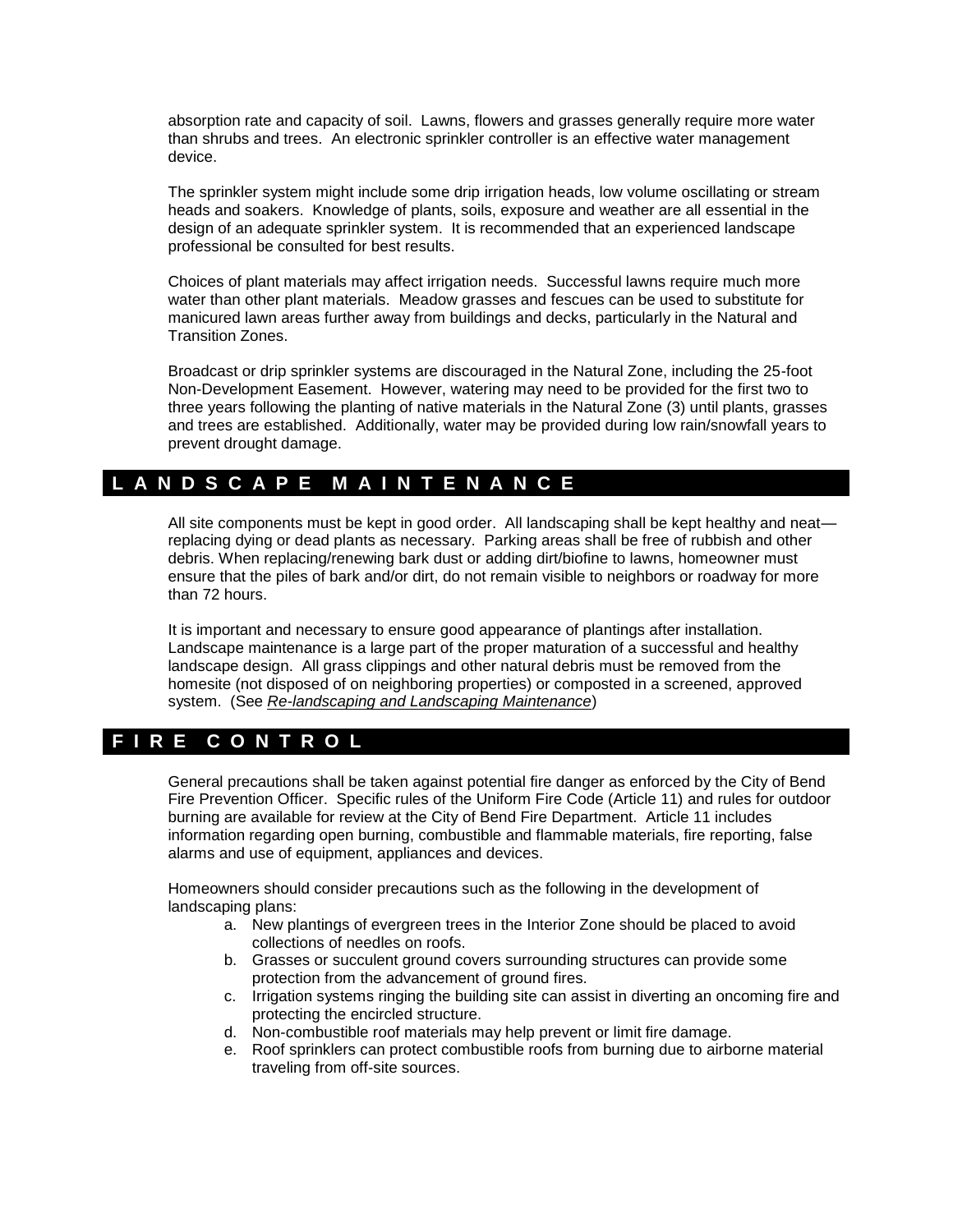absorption rate and capacity of soil. Lawns, flowers and grasses generally require more water than shrubs and trees. An electronic sprinkler controller is an effective water management device.

The sprinkler system might include some drip irrigation heads, low volume oscillating or stream heads and soakers. Knowledge of plants, soils, exposure and weather are all essential in the design of an adequate sprinkler system. It is recommended that an experienced landscape professional be consulted for best results.

Choices of plant materials may affect irrigation needs. Successful lawns require much more water than other plant materials. Meadow grasses and fescues can be used to substitute for manicured lawn areas further away from buildings and decks, particularly in the Natural and Transition Zones.

Broadcast or drip sprinkler systems are discouraged in the Natural Zone, including the 25-foot Non-Development Easement. However, watering may need to be provided for the first two to three years following the planting of native materials in the Natural Zone (3) until plants, grasses and trees are established. Additionally, water may be provided during low rain/snowfall years to prevent drought damage.

## L A N D S C A P E   M A I N T E N A N C E

All site components must be kept in good order. All landscaping shall be kept healthy and neat—replacing dying or dead plants as necessary. Parking areas shall be free of rubbish and other debris. When replacing/renewing bark dust or adding dirt/biofine to lawns, homeowner must ensure that the piles of bark and/or dirt, do not remain visible to neighbors or roadway for more than 72 hours.

It is important and necessary to ensure good appearance of plantings after installation. Landscape maintenance is a large part of the proper maturation of a successful and healthy landscape design. All grass clippings and other natural debris must be removed from the homesite (not disposed of on neighboring properties) or composted in a screened, approved system. (See *Re-landscaping and Landscaping Maintenance*)

## F I R E   C O N T R O L

General precautions shall be taken against potential fire danger as enforced by the City of Bend Fire Prevention Officer. Specific rules of the Uniform Fire Code (Article 11) and rules for outdoor burning are available for review at the City of Bend Fire Department. Article 11 includes information regarding open burning, combustible and flammable materials, fire reporting, false alarms and use of equipment, appliances and devices.

Homeowners should consider precautions such as the following in the development of landscaping plans:

a. New plantings of evergreen trees in the Interior Zone should be placed to avoid collections of needles on roofs.
b. Grasses or succulent ground covers surrounding structures can provide some protection from the advancement of ground fires.
c. Irrigation systems ringing the building site can assist in diverting an oncoming fire and protecting the encircled structure.
d. Non-combustible roof materials may help prevent or limit fire damage.
e. Roof sprinklers can protect combustible roofs from burning due to airborne material traveling from off-site sources.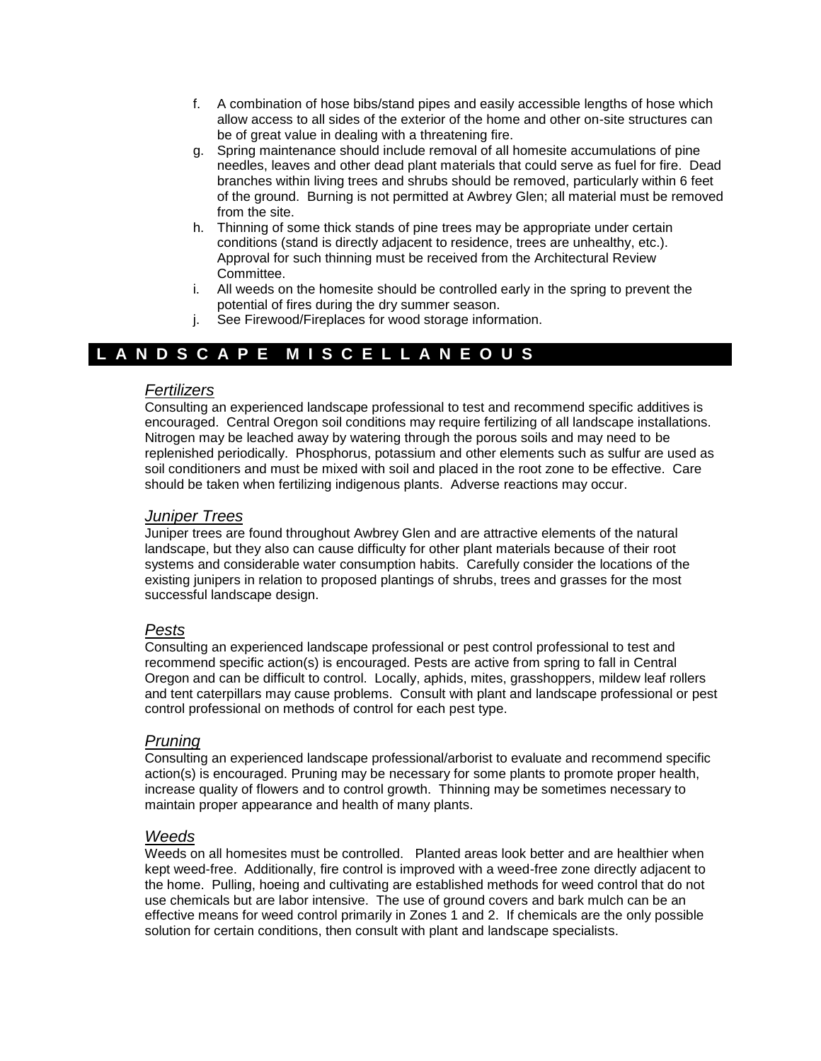f. A combination of hose bibs/stand pipes and easily accessible lengths of hose which allow access to all sides of the exterior of the home and other on-site structures can be of great value in dealing with a threatening fire.
g. Spring maintenance should include removal of all homesite accumulations of pine needles, leaves and other dead plant materials that could serve as fuel for fire. Dead branches within living trees and shrubs should be removed, particularly within 6 feet of the ground. Burning is not permitted at Awbrey Glen; all material must be removed from the site.
h. Thinning of some thick stands of pine trees may be appropriate under certain conditions (stand is directly adjacent to residence, trees are unhealthy, etc.). Approval for such thinning must be received from the Architectural Review Committee.
i. All weeds on the homesite should be controlled early in the spring to prevent the potential of fires during the dry summer season.
j. See Firewood/Fireplaces for wood storage information.

## LANDSCAPE MISCELLANEOUS

### *Fertilizers*

Consulting an experienced landscape professional to test and recommend specific additives is encouraged. Central Oregon soil conditions may require fertilizing of all landscape installations. Nitrogen may be leached away by watering through the porous soils and may need to be replenished periodically. Phosphorus, potassium and other elements such as sulfur are used as soil conditioners and must be mixed with soil and placed in the root zone to be effective. Care should be taken when fertilizing indigenous plants. Adverse reactions may occur.

### *Juniper Trees*

Juniper trees are found throughout Awbrey Glen and are attractive elements of the natural landscape, but they also can cause difficulty for other plant materials because of their root systems and considerable water consumption habits. Carefully consider the locations of the existing junipers in relation to proposed plantings of shrubs, trees and grasses for the most successful landscape design.

### *Pests*

Consulting an experienced landscape professional or pest control professional to test and recommend specific action(s) is encouraged. Pests are active from spring to fall in Central Oregon and can be difficult to control. Locally, aphids, mites, grasshoppers, mildew leaf rollers and tent caterpillars may cause problems. Consult with plant and landscape professional or pest control professional on methods of control for each pest type.

### *Pruning*

Consulting an experienced landscape professional/arborist to evaluate and recommend specific action(s) is encouraged. Pruning may be necessary for some plants to promote proper health, increase quality of flowers and to control growth. Thinning may be sometimes necessary to maintain proper appearance and health of many plants.

### *Weeds*

Weeds on all homesites must be controlled. Planted areas look better and are healthier when kept weed-free. Additionally, fire control is improved with a weed-free zone directly adjacent to the home. Pulling, hoeing and cultivating are established methods for weed control that do not use chemicals but are labor intensive. The use of ground covers and bark mulch can be an effective means for weed control primarily in Zones 1 and 2. If chemicals are the only possible solution for certain conditions, then consult with plant and landscape specialists.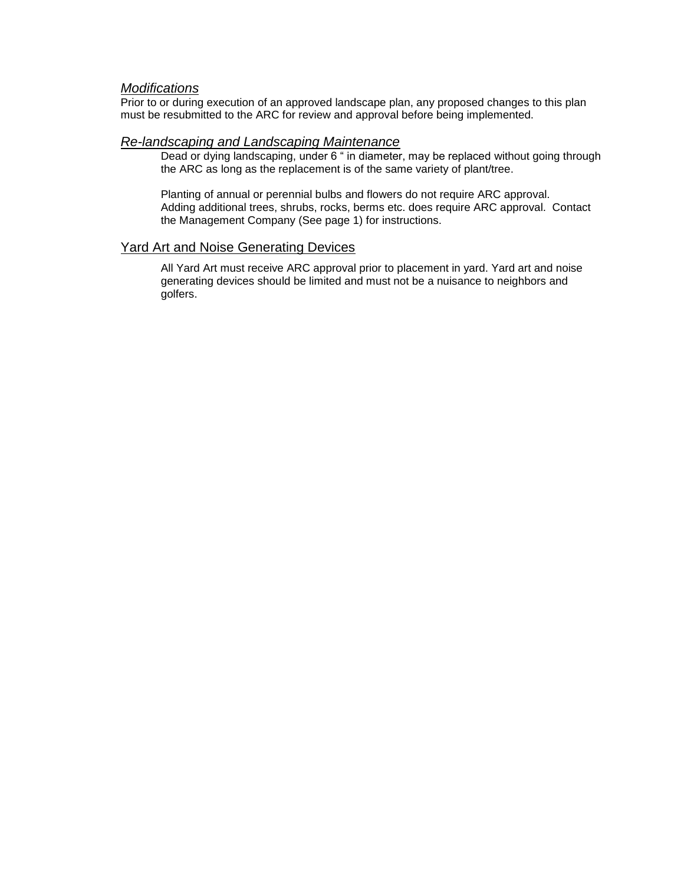### *Modifications*

Prior to or during execution of an approved landscape plan, any proposed changes to this plan must be resubmitted to the ARC for review and approval before being implemented.

### *Re-landscaping and Landscaping Maintenance*

Dead or dying landscaping, under 6 " in diameter, may be replaced without going through the ARC as long as the replacement is of the same variety of plant/tree.

Planting of annual or perennial bulbs and flowers do not require ARC approval. Adding additional trees, shrubs, rocks, berms etc. does require ARC approval. Contact the Management Company (See page 1) for instructions.

### Yard Art and Noise Generating Devices

All Yard Art must receive ARC approval prior to placement in yard. Yard art and noise generating devices should be limited and must not be a nuisance to neighbors and golfers.